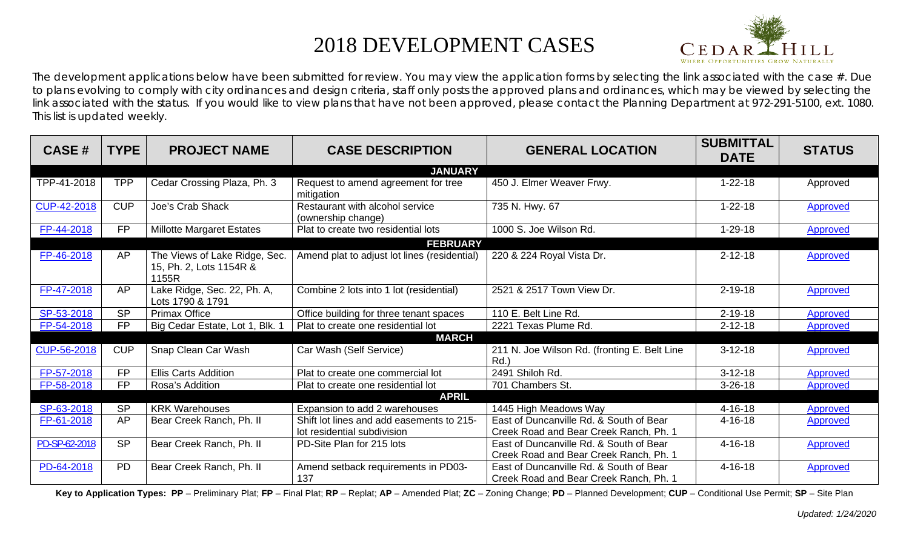# 2018 DEVELOPMENT CASES

The development applications below have been submitted for review. You may view the application forms by selecting the link associated with the case #. Due to plans evolving to comply with city ordinances and design criteria, staff only posts the approved plans and ordinances, which may be viewed by selecting the link associated with the status. If you would like to view plans that have not been approved, please contact the Planning Department at 972-291-5100, ext. 1080. This list is updated weekly.

| CASE # | TYPE | PROJECT NAME | CASE DESCRIPTION | GENERAL LOCATION | SUBMITTAL DATE | STATUS |
|---|---|---|---|---|---|---|
| | | | **JANUARY** | | | |
| TPP-41-2018 | TPP | Cedar Crossing Plaza, Ph. 3 | Request to amend agreement for tree mitigation | 450 J. Elmer Weaver Frwy. | 1-22-18 | Approved |
| CUP-42-2018 | CUP | Joe's Crab Shack | Restaurant with alcohol service (ownership change) | 735 N. Hwy. 67 | 1-22-18 | Approved |
| FP-44-2018 | FP | Millotte Margaret Estates | Plat to create two residential lots | 1000 S. Joe Wilson Rd. | 1-29-18 | Approved |
| | | | **FEBRUARY** | | | |
| FP-46-2018 | AP | The Views of Lake Ridge, Sec. 15, Ph. 2, Lots 1154R & 1155R | Amend plat to adjust lot lines (residential) | 220 & 224 Royal Vista Dr. | 2-12-18 | Approved |
| FP-47-2018 | AP | Lake Ridge, Sec. 22, Ph. A, Lots 1790 & 1791 | Combine 2 lots into 1 lot (residential) | 2521 & 2517 Town View Dr. | 2-19-18 | Approved |
| SP-53-2018 | SP | Primax Office | Office building for three tenant spaces | 110 E. Belt Line Rd. | 2-19-18 | Approved |
| FP-54-2018 | FP | Big Cedar Estate, Lot 1, Blk. 1 | Plat to create one residential lot | 2221 Texas Plume Rd. | 2-12-18 | Approved |
| | | | **MARCH** | | | |
| CUP-56-2018 | CUP | Snap Clean Car Wash | Car Wash (Self Service) | 211 N. Joe Wilson Rd. (fronting E. Belt Line Rd.) | 3-12-18 | Approved |
| FP-57-2018 | FP | Ellis Carts Addition | Plat to create one commercial lot | 2491 Shiloh Rd. | 3-12-18 | Approved |
| FP-58-2018 | FP | Rosa's Addition | Plat to create one residential lot | 701 Chambers St. | 3-26-18 | Approved |
| | | | **APRIL** | | | |
| SP-63-2018 | SP | KRK Warehouses | Expansion to add 2 warehouses | 1445 High Meadows Way | 4-16-18 | Approved |
| FP-61-2018 | AP | Bear Creek Ranch, Ph. II | Shift lot lines and add easements to 215-lot residential subdivision | East of Duncanville Rd. & South of Bear Creek Road and Bear Creek Ranch, Ph. 1 | 4-16-18 | Approved |
| PD-SP-62-2018 | SP | Bear Creek Ranch, Ph. II | PD-Site Plan for 215 lots | East of Duncanville Rd. & South of Bear Creek Road and Bear Creek Ranch, Ph. 1 | 4-16-18 | Approved |
| PD-64-2018 | PD | Bear Creek Ranch, Ph. II | Amend setback requirements in PD03-137 | East of Duncanville Rd. & South of Bear Creek Road and Bear Creek Ranch, Ph. 1 | 4-16-18 | Approved |

**Key to Application Types: PP** – Preliminary Plat; **FP** – Final Plat; **RP** – Replat; **AP** – Amended Plat; **ZC** – Zoning Change; **PD** – Planned Development; **CUP** – Conditional Use Permit; **SP** – Site Plan

*Updated: 1/24/2020*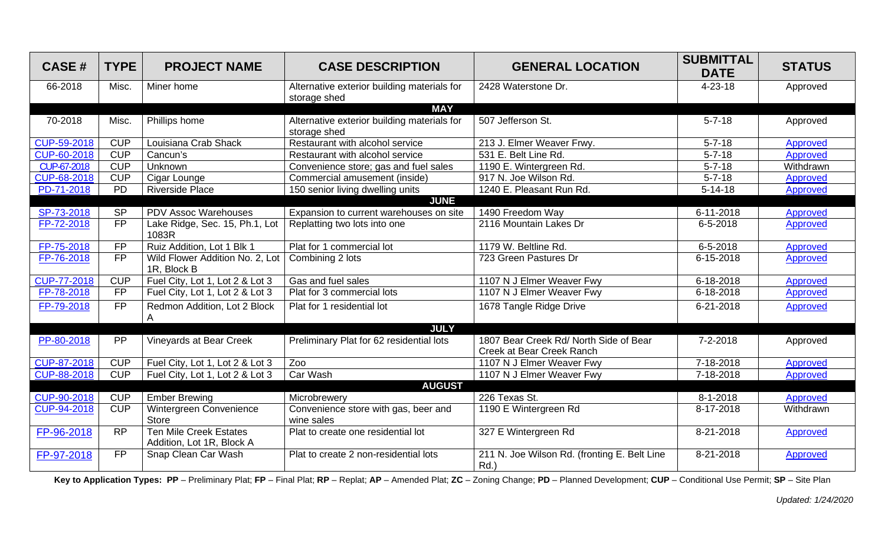| CASE # | TYPE | PROJECT NAME | CASE DESCRIPTION | GENERAL LOCATION | SUBMITTAL DATE | STATUS |
|---|---|---|---|---|---|---|
| 66-2018 | Misc. | Miner home | Alternative exterior building materials for storage shed | 2428 Waterstone Dr. | 4-23-18 | Approved |
| **MAY** | | | | | | |
| 70-2018 | Misc. | Phillips home | Alternative exterior building materials for storage shed | 507 Jefferson St. | 5-7-18 | Approved |
| CUP-59-2018 | CUP | Louisiana Crab Shack | Restaurant with alcohol service | 213 J. Elmer Weaver Frwy. | 5-7-18 | Approved |
| CUP-60-2018 | CUP | Cancun's | Restaurant with alcohol service | 531 E. Belt Line Rd. | 5-7-18 | Approved |
| CUP-67-2018 | CUP | Unknown | Convenience store; gas and fuel sales | 1190 E. Wintergreen Rd. | 5-7-18 | Withdrawn |
| CUP-68-2018 | CUP | Cigar Lounge | Commercial amusement (inside) | 917 N. Joe Wilson Rd. | 5-7-18 | Approved |
| PD-71-2018 | PD | Riverside Place | 150 senior living dwelling units | 1240 E. Pleasant Run Rd. | 5-14-18 | Approved |
| **JUNE** | | | | | | |
| SP-73-2018 | SP | PDV Assoc Warehouses | Expansion to current warehouses on site | 1490 Freedom Way | 6-11-2018 | Approved |
| FP-72-2018 | FP | Lake Ridge, Sec. 15, Ph.1, Lot 1083R | Replatting two lots into one | 2116 Mountain Lakes Dr | 6-5-2018 | Approved |
| FP-75-2018 | FP | Ruiz Addition, Lot 1 Blk 1 | Plat for 1 commercial lot | 1179 W. Beltline Rd. | 6-5-2018 | Approved |
| FP-76-2018 | FP | Wild Flower Addition No. 2, Lot 1R, Block B | Combining 2 lots | 723 Green Pastures Dr | 6-15-2018 | Approved |
| CUP-77-2018 | CUP | Fuel City, Lot 1, Lot 2 & Lot 3 | Gas and fuel sales | 1107 N J Elmer Weaver Fwy | 6-18-2018 | Approved |
| FP-78-2018 | FP | Fuel City, Lot 1, Lot 2 & Lot 3 | Plat for 3 commercial lots | 1107 N J Elmer Weaver Fwy | 6-18-2018 | Approved |
| FP-79-2018 | FP | Redmon Addition, Lot 2 Block A | Plat for 1 residential lot | 1678 Tangle Ridge Drive | 6-21-2018 | Approved |
| **JULY** | | | | | | |
| PP-80-2018 | PP | Vineyards at Bear Creek | Preliminary Plat for 62 residential lots | 1807 Bear Creek Rd/ North Side of Bear Creek at Bear Creek Ranch | 7-2-2018 | Approved |
| CUP-87-2018 | CUP | Fuel City, Lot 1, Lot 2 & Lot 3 | Zoo | 1107 N J Elmer Weaver Fwy | 7-18-2018 | Approved |
| CUP-88-2018 | CUP | Fuel City, Lot 1, Lot 2 & Lot 3 | Car Wash | 1107 N J Elmer Weaver Fwy | 7-18-2018 | Approved |
| **AUGUST** | | | | | | |
| CUP-90-2018 | CUP | Ember Brewing | Microbrewery | 226 Texas St. | 8-1-2018 | Approved |
| CUP-94-2018 | CUP | Wintergreen Convenience Store | Convenience store with gas, beer and wine sales | 1190 E Wintergreen Rd | 8-17-2018 | Withdrawn |
| FP-96-2018 | RP | Ten Mile Creek Estates Addition, Lot 1R, Block A | Plat to create one residential lot | 327 E Wintergreen Rd | 8-21-2018 | Approved |
| FP-97-2018 | FP | Snap Clean Car Wash | Plat to create 2 non-residential lots | 211 N. Joe Wilson Rd. (fronting E. Belt Line Rd.) | 8-21-2018 | Approved |

**Key to Application Types: PP** – Preliminary Plat; **FP** – Final Plat; **RP** – Replat; **AP** – Amended Plat; **ZC** – Zoning Change; **PD** – Planned Development; **CUP** – Conditional Use Permit; **SP** – Site Plan

*Updated: 1/24/2020*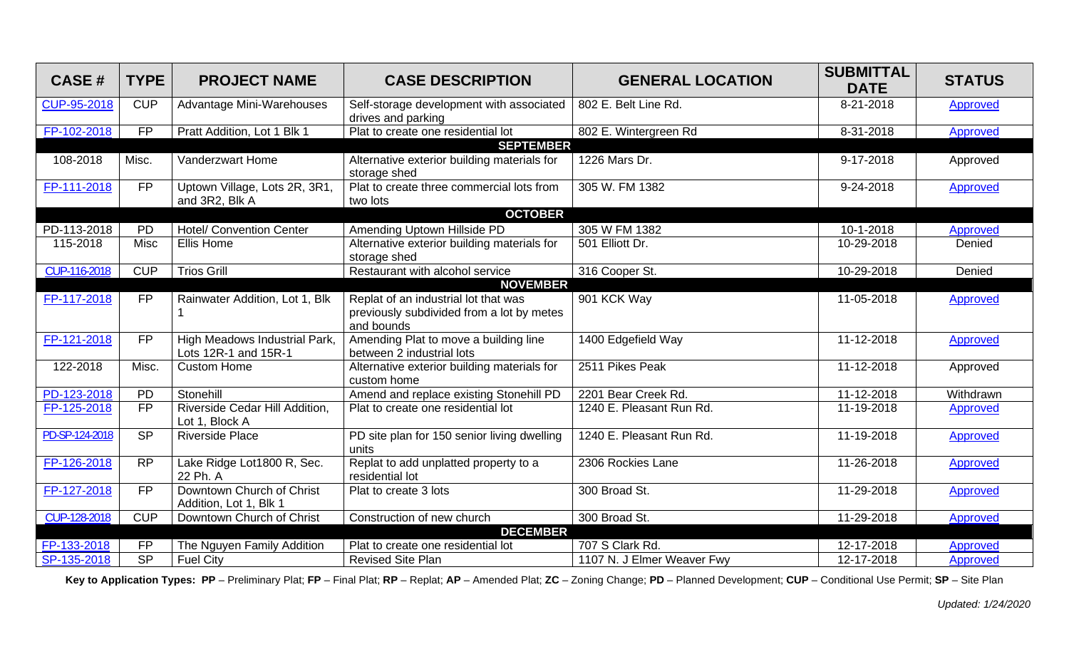| CASE # | TYPE | PROJECT NAME | CASE DESCRIPTION | GENERAL LOCATION | SUBMITTAL DATE | STATUS |
|---|---|---|---|---|---|---|
| CUP-95-2018 | CUP | Advantage Mini-Warehouses | Self-storage development with associated drives and parking | 802 E. Belt Line Rd. | 8-21-2018 | Approved |
| FP-102-2018 | FP | Pratt Addition, Lot 1 Blk 1 | Plat to create one residential lot | 802 E. Wintergreen Rd | 8-31-2018 | Approved |
| | | | **SEPTEMBER** | | | |
| 108-2018 | Misc. | Vanderzwart Home | Alternative exterior building materials for storage shed | 1226 Mars Dr. | 9-17-2018 | Approved |
| FP-111-2018 | FP | Uptown Village, Lots 2R, 3R1, and 3R2, Blk A | Plat to create three commercial lots from two lots | 305 W. FM 1382 | 9-24-2018 | Approved |
| | | | **OCTOBER** | | | |
| PD-113-2018 | PD | Hotel/ Convention Center | Amending Uptown Hillside PD | 305 W FM 1382 | 10-1-2018 | Approved |
| 115-2018 | Misc | Ellis Home | Alternative exterior building materials for storage shed | 501 Elliott Dr. | 10-29-2018 | Denied |
| CUP-116-2018 | CUP | Trios Grill | Restaurant with alcohol service | 316 Cooper St. | 10-29-2018 | Denied |
| | | | **NOVEMBER** | | | |
| FP-117-2018 | FP | Rainwater Addition, Lot 1, Blk 1 | Replat of an industrial lot that was previously subdivided from a lot by metes and bounds | 901 KCK Way | 11-05-2018 | Approved |
| FP-121-2018 | FP | High Meadows Industrial Park, Lots 12R-1 and 15R-1 | Amending Plat to move a building line between 2 industrial lots | 1400 Edgefield Way | 11-12-2018 | Approved |
| 122-2018 | Misc. | Custom Home | Alternative exterior building materials for custom home | 2511 Pikes Peak | 11-12-2018 | Approved |
| PD-123-2018 | PD | Stonehill | Amend and replace existing Stonehill PD | 2201 Bear Creek Rd. | 11-12-2018 | Withdrawn |
| FP-125-2018 | FP | Riverside Cedar Hill Addition, Lot 1, Block A | Plat to create one residential lot | 1240 E. Pleasant Run Rd. | 11-19-2018 | Approved |
| PD-SP-124-2018 | SP | Riverside Place | PD site plan for 150 senior living dwelling units | 1240 E. Pleasant Run Rd. | 11-19-2018 | Approved |
| FP-126-2018 | RP | Lake Ridge Lot1800 R, Sec. 22 Ph. A | Replat to add unplatted property to a residential lot | 2306 Rockies Lane | 11-26-2018 | Approved |
| FP-127-2018 | FP | Downtown Church of Christ Addition, Lot 1, Blk 1 | Plat to create 3 lots | 300 Broad St. | 11-29-2018 | Approved |
| CUP-128-2018 | CUP | Downtown Church of Christ | Construction of new church | 300 Broad St. | 11-29-2018 | Approved |
| | | | **DECEMBER** | | | |
| FP-133-2018 | FP | The Nguyen Family Addition | Plat to create one residential lot | 707 S Clark Rd. | 12-17-2018 | Approved |
| SP-135-2018 | SP | Fuel City | Revised Site Plan | 1107 N. J Elmer Weaver Fwy | 12-17-2018 | Approved |

**Key to Application Types: PP** – Preliminary Plat; **FP** – Final Plat; **RP** – Replat; **AP** – Amended Plat; **ZC** – Zoning Change; **PD** – Planned Development; **CUP** – Conditional Use Permit; **SP** – Site Plan

*Updated: 1/24/2020*